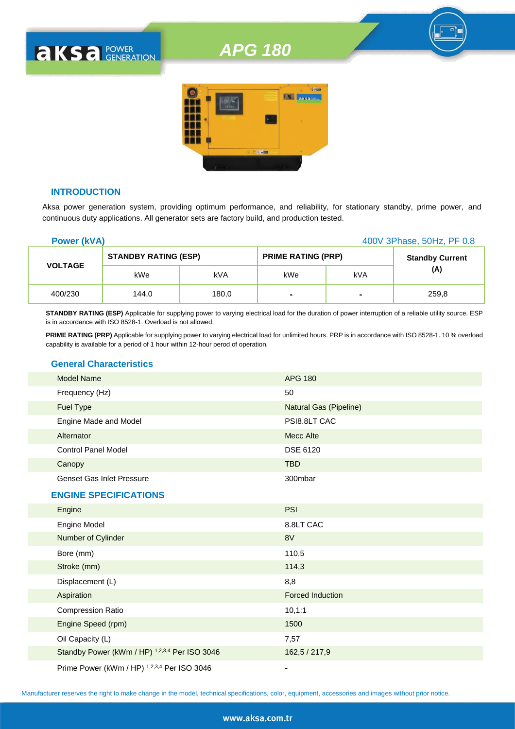# APG 180

## INTRODUCTION

Aksa power generation system, providing optimum performance, and reliability, for stationary standby, prime power, and continuous duty applications. All generator sets are factory build, and production tested.

## Power (kVA)

400V 3Phase, 50Hz, PF 0.8

| VOLTAGE | STANDBY RATING (ESP) | | PRIME RATING (PRP) | | Standby Current (A) |
|---|---|---|---|---|---|
| | kWe | kVA | kWe | kVA | |
| 400/230 | 144,0 | 180,0 | - | - | 259,8 |

**STANDBY RATING (ESP)** Applicable for supplying power to varying electrical load for the duration of power interruption of a reliable utility source. ESP is in accordance with ISO 8528-1. Overload is not allowed.

**PRIME RATING (PRP)** Applicable for supplying power to varying electrical load for unlimited hours. PRP is in accordance with ISO 8528-1. 10 % overload capability is available for a period of 1 hour within 12-hour perod of operation.

## General Characteristics

| | |
|---|---|
| Model Name | APG 180 |
| Frequency (Hz) | 50 |
| Fuel Type | Natural Gas (Pipeline) |
| Engine Made and Model | PSI8.8LT CAC |
| Alternator | Mecc Alte |
| Control Panel Model | DSE 6120 |
| Canopy | TBD |
| Genset Gas Inlet Pressure | 300mbar |

## ENGINE SPECIFICATIONS

| | |
|---|---|
| Engine | PSI |
| Engine Model | 8.8LT CAC |
| Number of Cylinder | 8V |
| Bore (mm) | 110,5 |
| Stroke (mm) | 114,3 |
| Displacement (L) | 8,8 |
| Aspiration | Forced Induction |
| Compression Ratio | 10,1:1 |
| Engine Speed (rpm) | 1500 |
| Oil Capacity (L) | 7,57 |
| Standby Power (kWm / HP) [1,2,3,4] Per ISO 3046 | 162,5 / 217,9 |
| Prime Power (kWm / HP) [1,2,3,4] Per ISO 3046 | - |

Manufacturer reserves the right to make change in the model, technical specifications, color, equipment, accessories and images without prior notice.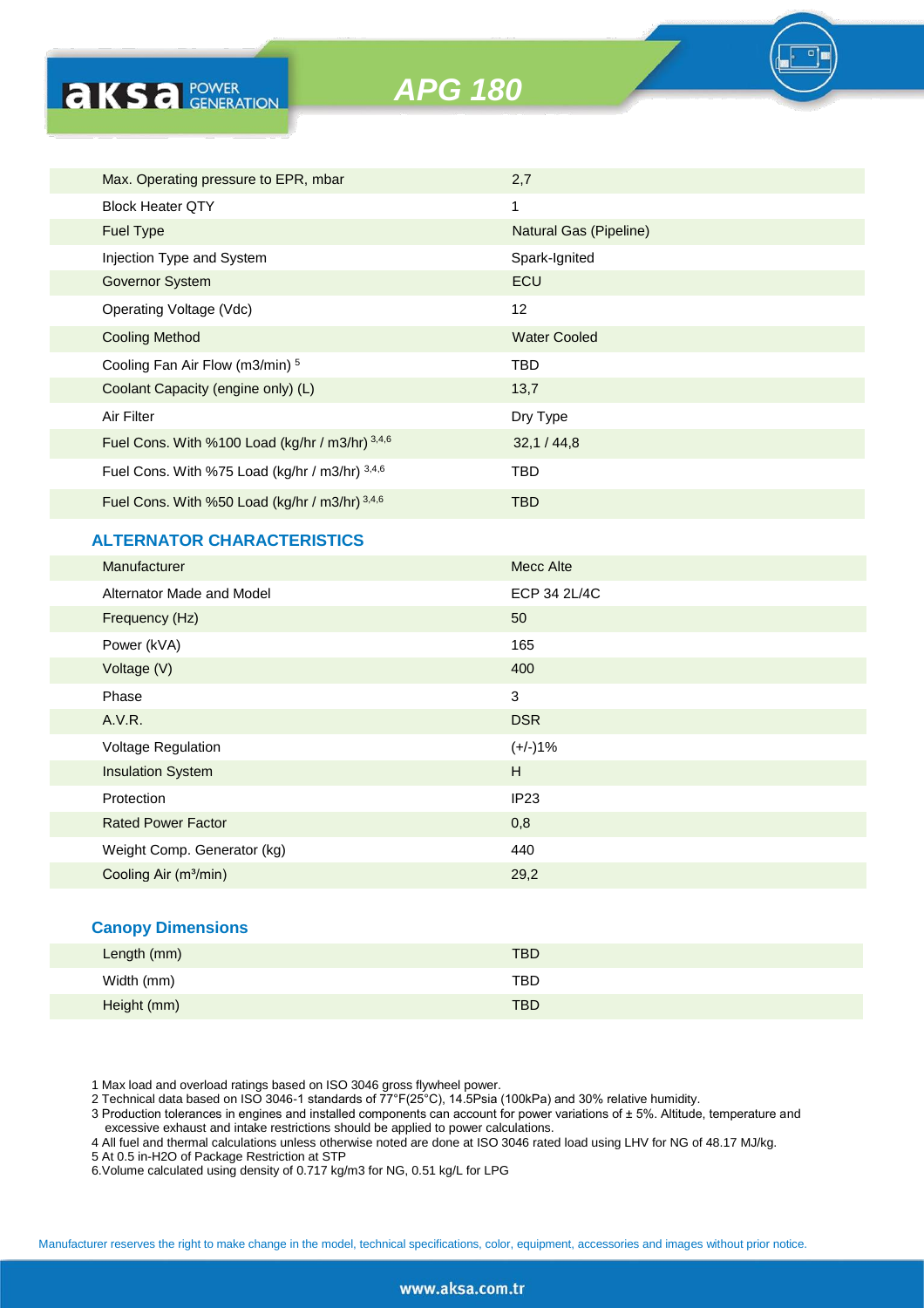# APG 180

| | |
|---|---|
| Max. Operating pressure to EPR, mbar | 2,7 |
| Block Heater QTY | 1 |
| Fuel Type | Natural Gas (Pipeline) |
| Injection Type and System | Spark-Ignited |
| Governor System | ECU |
| Operating Voltage (Vdc) | 12 |
| Cooling Method | Water Cooled |
| Cooling Fan Air Flow (m3/min) [5] | TBD |
| Coolant Capacity (engine only) (L) | 13,7 |
| Air Filter | Dry Type |
| Fuel Cons. With %100 Load (kg/hr / m3/hr) [3,4,6] | 32,1 / 44,8 |
| Fuel Cons. With %75 Load (kg/hr / m3/hr) [3,4,6] | TBD |
| Fuel Cons. With %50 Load (kg/hr / m3/hr) [3,4,6] | TBD |

## ALTERNATOR CHARACTERISTICS

| | |
|---|---|
| Manufacturer | Mecc Alte |
| Alternator Made and Model | ECP 34 2L/4C |
| Frequency (Hz) | 50 |
| Power (kVA) | 165 |
| Voltage (V) | 400 |
| Phase | 3 |
| A.V.R. | DSR |
| Voltage Regulation | (+/-)1% |
| Insulation System | H |
| Protection | IP23 |
| Rated Power Factor | 0,8 |
| Weight Comp. Generator (kg) | 440 |
| Cooling Air (m³/min) | 29,2 |

## Canopy Dimensions

| | |
|---|---|
| Length (mm) | TBD |
| Width (mm) | TBD |
| Height (mm) | TBD |

1 Max load and overload ratings based on ISO 3046 gross flywheel power.
2 Technical data based on ISO 3046-1 standards of 77°F(25°C), 14.5Psia (100kPa) and 30% relative humidity.
3 Production tolerances in engines and installed components can account for power variations of ± 5%. Altitude, temperature and excessive exhaust and intake restrictions should be applied to power calculations.
4 All fuel and thermal calculations unless otherwise noted are done at ISO 3046 rated load using LHV for NG of 48.17 MJ/kg.
5 At 0.5 in-H2O of Package Restriction at STP
6.Volume calculated using density of 0.717 kg/m3 for NG, 0.51 kg/L for LPG

Manufacturer reserves the right to make change in the model, technical specifications, color, equipment, accessories and images without prior notice.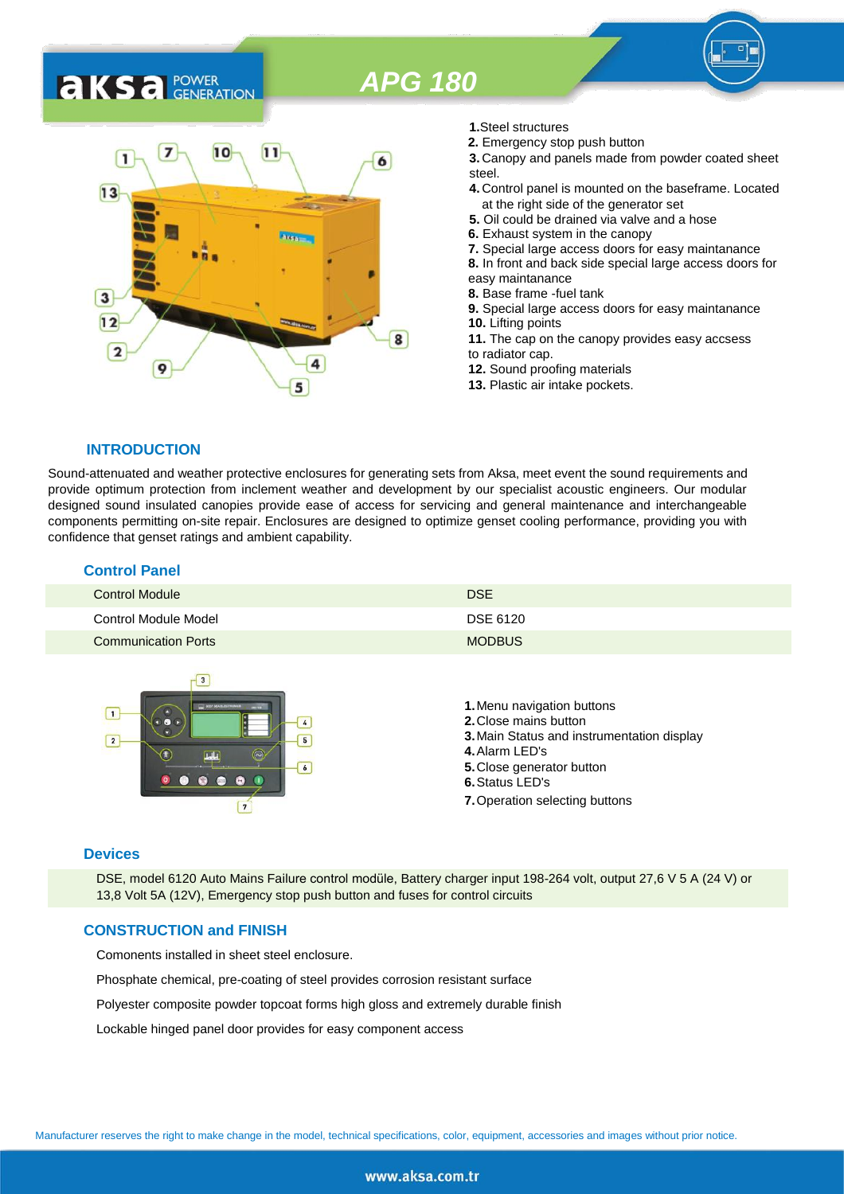# APG 180

**1.** Steel structures
**2.** Emergency stop push button
**3.** Canopy and panels made from powder coated sheet steel.
**4.** Control panel is mounted on the baseframe. Located at the right side of the generator set
**5.** Oil could be drained via valve and a hose
**6.** Exhaust system in the canopy
**7.** Special large access doors for easy maintanance
**8.** In front and back side special large access doors for easy maintanance
**8.** Base frame -fuel tank
**9.** Special large access doors for easy maintanance
**10.** Lifting points
**11.** The cap on the canopy provides easy accsess to radiator cap.
**12.** Sound proofing materials
**13.** Plastic air intake pockets.

## INTRODUCTION

Sound-attenuated and weather protective enclosures for generating sets from Aksa, meet event the sound requirements and provide optimum protection from inclement weather and development by our specialist acoustic engineers. Our modular designed sound insulated canopies provide ease of access for servicing and general maintenance and interchangeable components permitting on-site repair. Enclosures are designed to optimize genset cooling performance, providing you with confidence that genset ratings and ambient capability.

## Control Panel

| | |
|---|---|
| Control Module | DSE |
| Control Module Model | DSE 6120 |
| Communication Ports | MODBUS |

**1.** Menu navigation buttons
**2.** Close mains button
**3.** Main Status and instrumentation display
**4.** Alarm LED's
**5.** Close generator button
**6.** Status LED's
**7.** Operation selecting buttons

## Devices

DSE, model 6120 Auto Mains Failure control modüle, Battery charger input 198-264 volt, output 27,6 V 5 A (24 V) or 13,8 Volt 5A (12V), Emergency stop push button and fuses for control circuits

## CONSTRUCTION and FINISH

Comonents installed in sheet steel enclosure.

Phosphate chemical, pre-coating of steel provides corrosion resistant surface

Polyester composite powder topcoat forms high gloss and extremely durable finish

Lockable hinged panel door provides for easy component access

Manufacturer reserves the right to make change in the model, technical specifications, color, equipment, accessories and images without prior notice.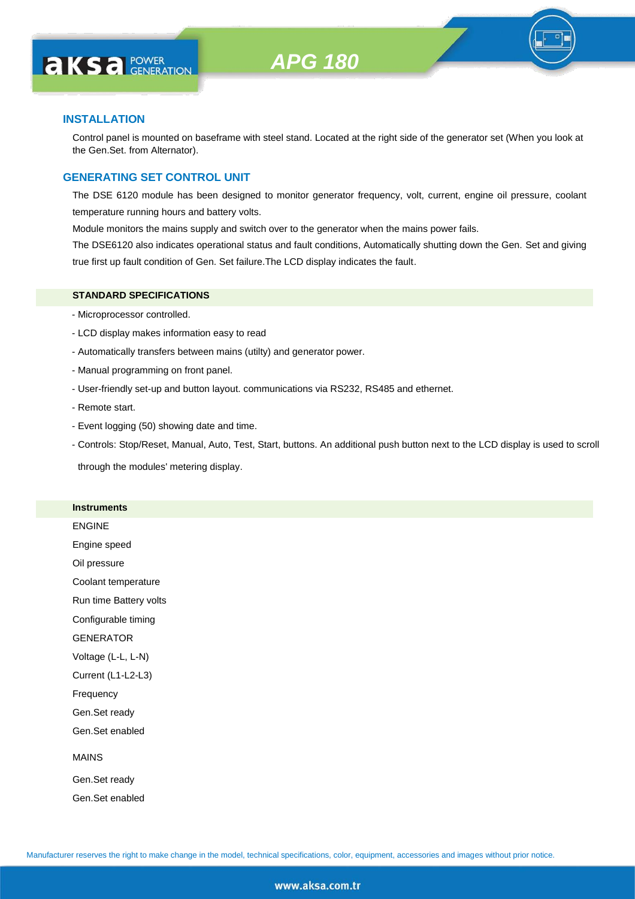## INSTALLATION

Control panel is mounted on baseframe with steel stand. Located at the right side of the generator set (When you look at the Gen.Set. from Alternator).

## GENERATING SET CONTROL UNIT

The DSE 6120 module has been designed to monitor generator frequency, volt, current, engine oil pressure, coolant temperature running hours and battery volts.

Module monitors the mains supply and switch over to the generator when the mains power fails.

The DSE6120 also indicates operational status and fault conditions, Automatically shutting down the Gen. Set and giving true first up fault condition of Gen. Set failure.The LCD display indicates the fault.

### STANDARD SPECIFICATIONS

- Microprocessor controlled.
- LCD display makes information easy to read
- Automatically transfers between mains (utilty) and generator power.
- Manual programming on front panel.
- User-friendly set-up and button layout. communications via RS232, RS485 and ethernet.
- Remote start.
- Event logging (50) showing date and time.
- Controls: Stop/Reset, Manual, Auto, Test, Start, buttons. An additional push button next to the LCD display is used to scroll through the modules' metering display.

### Instruments

ENGINE

Engine speed

Oil pressure

Coolant temperature

Run time Battery volts

Configurable timing

GENERATOR

Voltage (L-L, L-N)

Current (L1-L2-L3)

Frequency

Gen.Set ready

Gen.Set enabled

MAINS

Gen.Set ready

Gen.Set enabled

Manufacturer reserves the right to make change in the model, technical specifications, color, equipment, accessories and images without prior notice.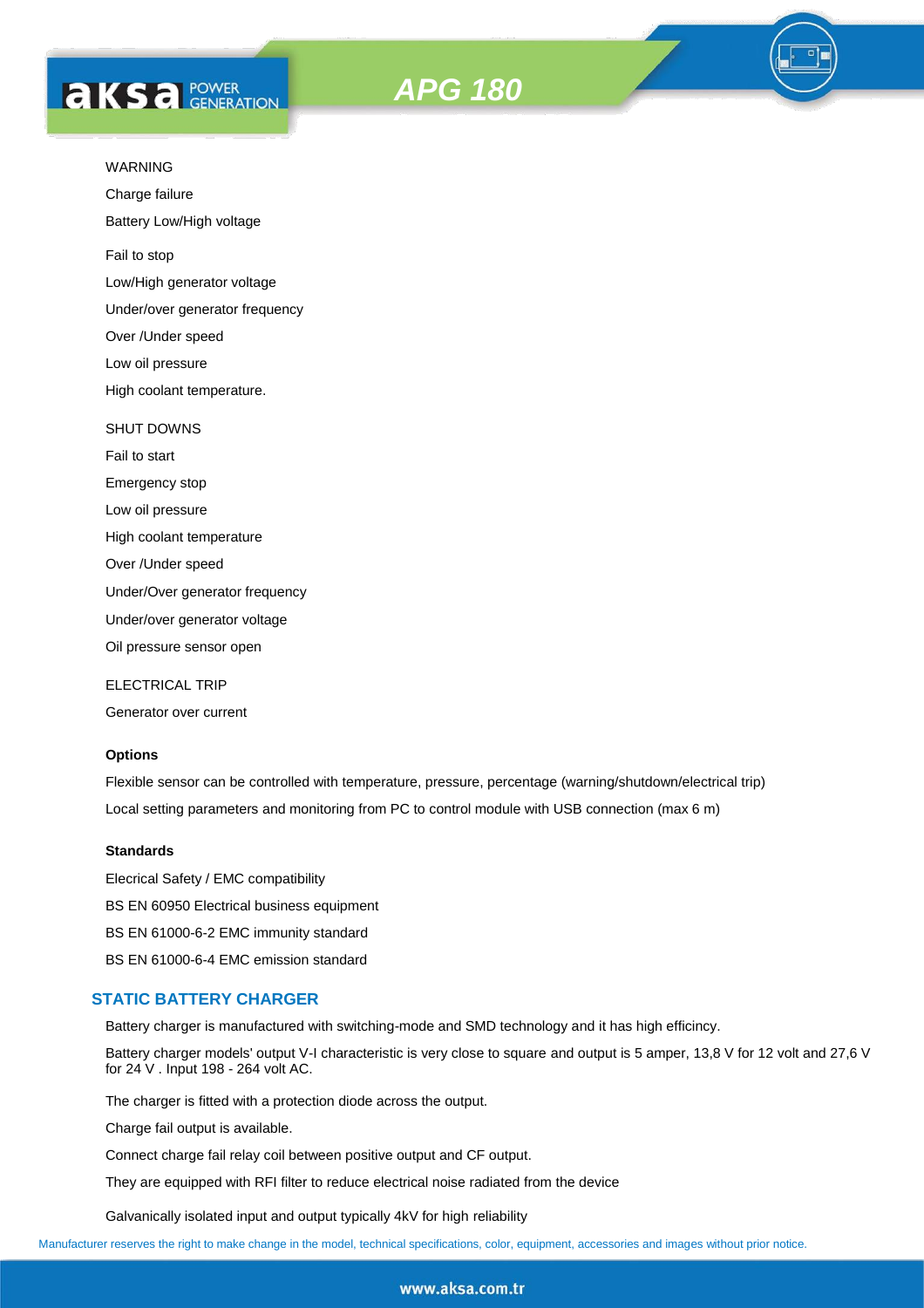WARNING

Charge failure

Battery Low/High voltage

Fail to stop

Low/High generator voltage

Under/over generator frequency

Over /Under speed

Low oil pressure

High coolant temperature.

SHUT DOWNS

Fail to start

Emergency stop

Low oil pressure

High coolant temperature

Over /Under speed

Under/Over generator frequency

Under/over generator voltage

Oil pressure sensor open

ELECTRICAL TRIP

Generator over current

**Options**

Flexible sensor can be controlled with temperature, pressure, percentage (warning/shutdown/electrical trip)

Local setting parameters and monitoring from PC to control module with USB connection (max 6 m)

**Standards**

Elecrical Safety / EMC compatibility

BS EN 60950 Electrical business equipment

BS EN 61000-6-2 EMC immunity standard

BS EN 61000-6-4 EMC emission standard

## STATIC BATTERY CHARGER

Battery charger is manufactured with switching-mode and SMD technology and it has high efficincy.

Battery charger models' output V-I characteristic is very close to square and output is 5 amper, 13,8 V for 12 volt and 27,6 V for 24 V . Input 198 - 264 volt AC.

The charger is fitted with a protection diode across the output.

Charge fail output is available.

Connect charge fail relay coil between positive output and CF output.

They are equipped with RFI filter to reduce electrical noise radiated from the device

Galvanically isolated input and output typically 4kV for high reliability

Manufacturer reserves the right to make change in the model, technical specifications, color, equipment, accessories and images without prior notice.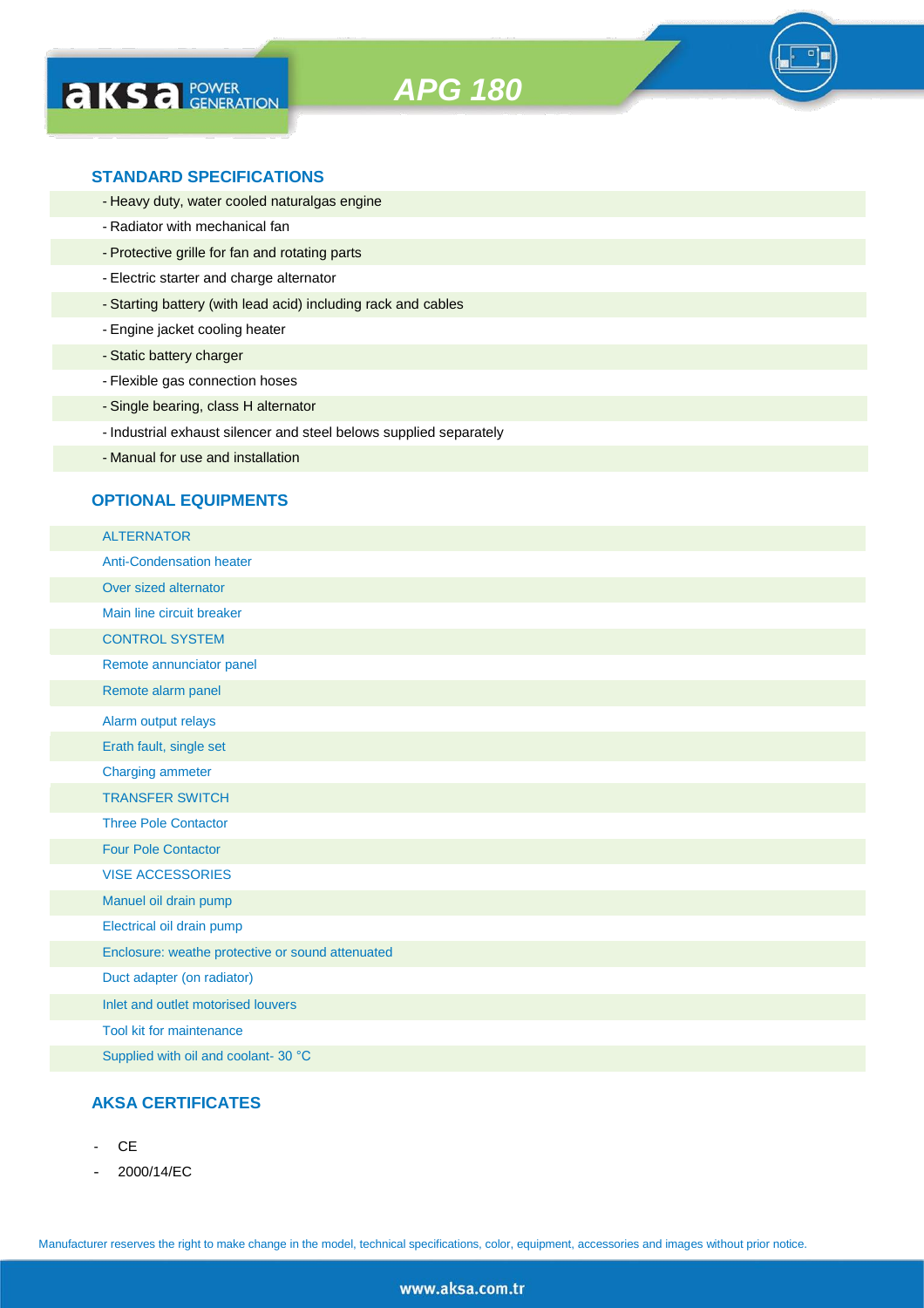# APG 180

## STANDARD SPECIFICATIONS

- Heavy duty, water cooled naturalgas engine
- Radiator with mechanical fan
- Protective grille for fan and rotating parts
- Electric starter and charge alternator
- Starting battery (with lead acid) including rack and cables
- Engine jacket cooling heater
- Static battery charger
- Flexible gas connection hoses
- Single bearing, class H alternator
- Industrial exhaust silencer and steel belows supplied separately
- Manual for use and installation

## OPTIONAL EQUIPMENTS

ALTERNATOR

Anti-Condensation heater

Over sized alternator

Main line circuit breaker

CONTROL SYSTEM

Remote annunciator panel

Remote alarm panel

Alarm output relays

Erath fault, single set

Charging ammeter

TRANSFER SWITCH

Three Pole Contactor

Four Pole Contactor

VISE ACCESSORIES

Manuel oil drain pump

Electrical oil drain pump

Enclosure: weathe protective or sound attenuated

Duct adapter (on radiator)

Inlet and outlet motorised louvers

Tool kit for maintenance

Supplied with oil and coolant- 30 °C

## AKSA CERTIFICATES

- CE
- 2000/14/EC

Manufacturer reserves the right to make change in the model, technical specifications, color, equipment, accessories and images without prior notice.